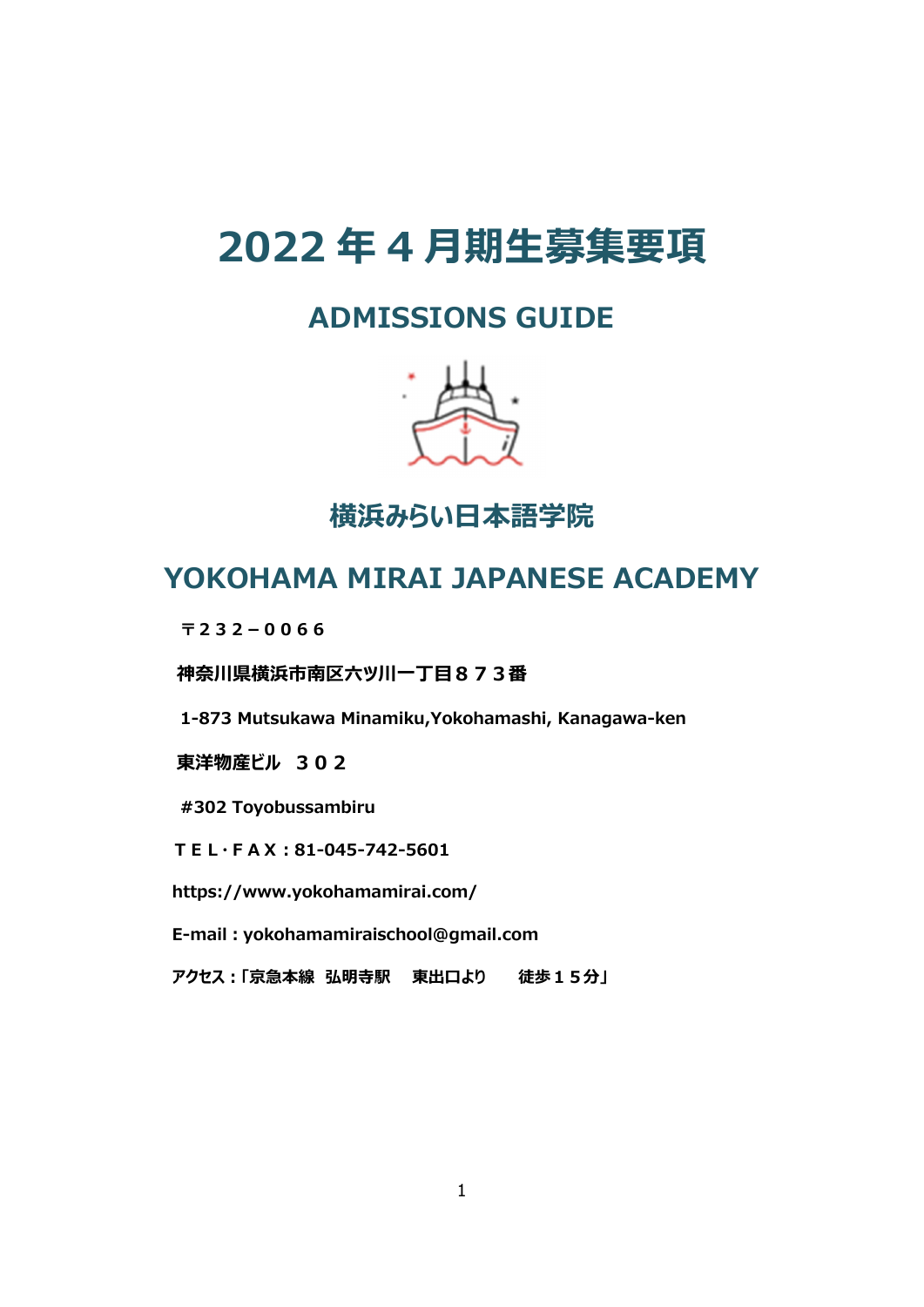# 2022 年 4 月期生募集要項

## ADMISSIONS GUIDE

## 横浜みらい日本語学院

## YOKOHAMA MIRAI JAPANESE ACADEMY

**〒２３２－００６６**

**神奈川県横浜市南区六ツ川一丁目８７３番**

**1-873 Mutsukawa Minamiku,Yokohamashi, Kanagawa-ken**

**東洋物産ビル　３０２**

**#302 Toyobussambiru**

**ＴＥＬ･ＦＡＸ：81-045-742-5601**

**https://www.yokohamamirai.com/**

**E-mail : yokohamamiraischool@gmail.com**

**アクセス：「京急本線　弘明寺駅　　東出口より　　　徒歩１５分」**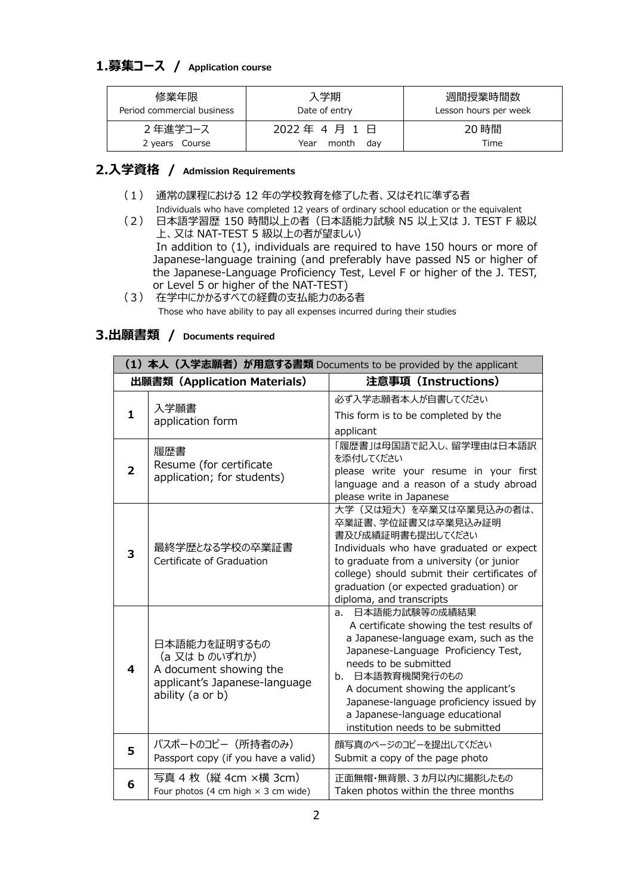## 1.募集コース / Application course

| 修業年限<br>Period commercial business | 入学期<br>Date of entry | 週間授業時間数<br>Lesson hours per week |
|---|---|---|
| 2 年進学コース<br>2 years Course | 2022 年 4 月 1 日<br>Year month day | 20 時間<br>Time |

## 2.入学資格 / Admission Requirements

（1） 通常の課程における 12 年の学校教育を修了した者、又はそれに準ずる者
Individuals who have completed 12 years of ordinary school education or the equivalent

（2） 日本語学習歴 150 時間以上の者（日本語能力試験 N5 以上又は J. TEST F 級以上、又は NAT-TEST 5 級以上の者が望ましい）
In addition to (1), individuals are required to have 150 hours or more of Japanese-language training (and preferably have passed N5 or higher of the Japanese-Language Proficiency Test, Level F or higher of the J. TEST, or Level 5 or higher of the NAT-TEST)

（3） 在学中にかかるすべての経費の支払能力のある者
Those who have ability to pay all expenses incurred during their studies

## 3.出願書類 / Documents required

| **（1）本人（入学志願者）が用意する書類** Documents to be provided by the applicant | | |
|---|---|---|
| **出願書類（Application Materials）** | | **注意事項（Instructions）** |
| 1 | 入学願書<br>application form | 必ず入学志願者本人が自書してください<br>This form is to be completed by the applicant |
| 2 | 履歴書<br>Resume (for certificate application; for students) | 「履歴書」は母国語で記入し、留学理由は日本語訳を添付してください<br>please write your resume in your first language and a reason of a study abroad please write in Japanese |
| 3 | 最終学歴となる学校の卒業証書<br>Certificate of Graduation | 大学（又は短大）を卒業又は卒業見込みの者は、卒業証書、学位証書又は卒業見込み証明書及び成績証明書も提出してください<br>Individuals who have graduated or expect to graduate from a university (or junior college) should submit their certificates of graduation (or expected graduation) or diploma, and transcripts |
| 4 | 日本語能力を証明するもの<br>（a 又は b のいずれか）<br>A document showing the applicant's Japanese-language ability (a or b) | a. 日本語能力試験等の成績結果<br>A certificate showing the test results of a Japanese-language exam, such as the Japanese-Language Proficiency Test, needs to be submitted<br>b. 日本語教育機関発行のもの<br>A document showing the applicant's Japanese-language proficiency issued by a Japanese-language educational institution needs to be submitted |
| 5 | パスポートのコピー（所持者のみ）<br>Passport copy (if you have a valid) | 顔写真のページのコピーを提出してください<br>Submit a copy of the page photo |
| 6 | 写真 4 枚（縦 4cm ×横 3cm）<br>Four photos (4 cm high × 3 cm wide) | 正面無帽・無背景、3 カ月以内に撮影したもの<br>Taken photos within the three months |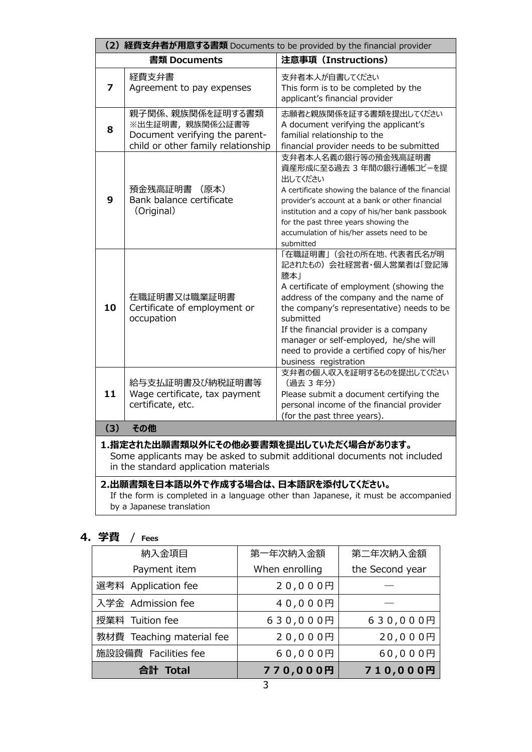| （2）経費支弁者が用意する書類 Documents to be provided by the financial provider | | |
|---|---|---|
| | 書類 Documents | 注意事項（Instructions） |
| 7 | 経費支弁書<br>Agreement to pay expenses | 支弁者本人が自書してください<br>This form is to be completed by the applicant's financial provider |
| 8 | 親子関係、親族関係を証明する書類<br>※出生証明書，親族関係公証書等<br>Document verifying the parent-child or other family relationship | 志願者と親族関係を証する書類を提出してください<br>A document verifying the applicant's familial relationship to the financial provider needs to be submitted |
| 9 | 預金残高証明書 （原本）<br>Bank balance certificate（Original） | 支弁者本人名義の銀行等の預金残高証明書<br>資産形成に至る過去 3 年間の銀行通帳コピーを提出してください<br>A certificate showing the balance of the financial provider's account at a bank or other financial institution and a copy of his/her bank passbook for the past three years showing the accumulation of his/her assets need to be submitted |
| 10 | 在職証明書又は職業証明書<br>Certificate of employment or occupation | 「在職証明書」（会社の所在地、代表者氏名が明記されたもの）会社経営者・個人営業者は「登記簿謄本」<br>A certificate of employment (showing the address of the company and the name of the company's representative) needs to be submitted<br>If the financial provider is a company manager or self-employed, he/she will need to provide a certified copy of his/her business registration |
| 11 | 給与支払証明書及び納税証明書等<br>Wage certificate, tax payment certificate, etc. | 支弁者の個人収入を証明するものを提出してください（過去 3 年分）<br>Please submit a document certifying the personal income of the financial provider (for the past three years). |

**（3） その他**

**1.指定された出願書類以外にその他必要書類を提出していただく場合があります。**
Some applicants may be asked to submit additional documents not included in the standard application materials

**2.出願書類を日本語以外で作成する場合は、日本語訳を添付してください。**
If the form is completed in a language other than Japanese, it must be accompanied by a Japanese translation

## 4. 学費 / Fees

| 納入金項目<br>Payment item | 第一年次納入金額<br>When enrolling | 第二年次納入金額<br>the Second year |
|---|---|---|
| 選考料 Application fee | ２０,０００円 | — |
| 入学金 Admission fee | ４０,０００円 | — |
| 授業料 Tuition fee | ６３０,０００円 | ６３０,０００円 |
| 教材費 Teaching material fee | ２０,０００円 | 20,０００円 |
| 施設設備費 Facilities fee | ６０,０００円 | 60,０００円 |
| **合計 Total** | **７７０,０００円** | **７１０,０００円** |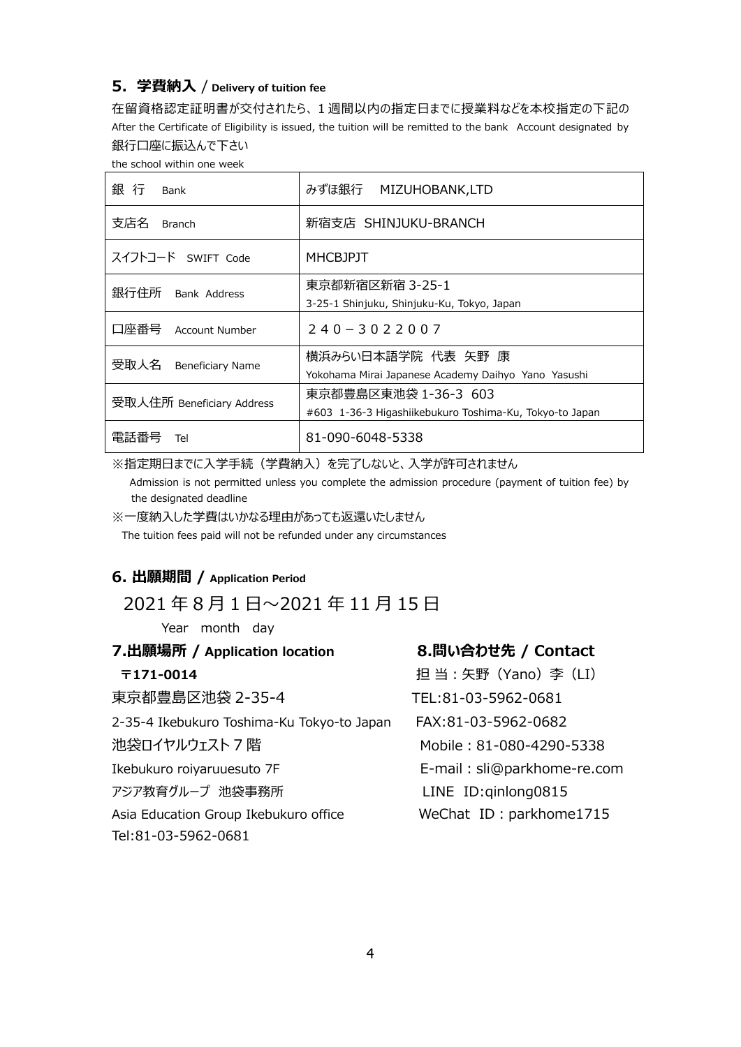## 5. 学費納入 / Delivery of tuition fee

在留資格認定証明書が交付されたら、１週間以内の指定日までに授業料などを本校指定の下記の銀行口座に振込んで下さい

After the Certificate of Eligibility is issued, the tuition will be remitted to the bank Account designated by the school within one week

| | |
|---|---|
| 銀 行 Bank | みずほ銀行 MIZUHOBANK,LTD |
| 支店名 Branch | 新宿支店 SHINJUKU-BRANCH |
| スイフトコード SWIFT Code | MHCBJPJT |
| 銀行住所 Bank Address | 東京都新宿区新宿 3-25-1<br>3-25-1 Shinjuku, Shinjuku-Ku, Tokyo, Japan |
| 口座番号 Account Number | ２４０－３０２２００７ |
| 受取人名 Beneficiary Name | 横浜みらい日本語学院 代表 矢野 康<br>Yokohama Mirai Japanese Academy Daihyo Yano Yasushi |
| 受取人住所 Beneficiary Address | 東京都豊島区東池袋 1-36-3 603<br>#603 1-36-3 Higashiikebukuro Toshima-Ku, Tokyo-to Japan |
| 電話番号 Tel | 81-090-6048-5338 |

※指定期日までに入学手続（学費納入）を完了しないと、入学が許可されません

Admission is not permitted unless you complete the admission procedure (payment of tuition fee) by the designated deadline

※一度納入した学費はいかなる理由があっても返還いたしません

The tuition fees paid will not be refunded under any circumstances

## 6. 出願期間 / Application Period

2021 年 8 月 1 日～2021 年 11 月 15 日

Year month day

## 7.出願場所 / Application location

**〒171-0014**

東京都豊島区池袋 2-35-4

2-35-4 Ikebukuro Toshima-Ku Tokyo-to Japan

池袋ロイヤルウェスト７階

Ikebukuro roiyaruuesuto 7F

アジア教育グループ 池袋事務所

Asia Education Group Ikebukuro office

Tel:81-03-5962-0681

## 8.問い合わせ先 / Contact

担 当：矢野（Yano）李（LI）

TEL:81-03-5962-0681

FAX:81-03-5962-0682

Mobile：81-080-4290-5338

E-mail：sli@parkhome-re.com

LINE ID:qinlong0815

WeChat ID：parkhome1715